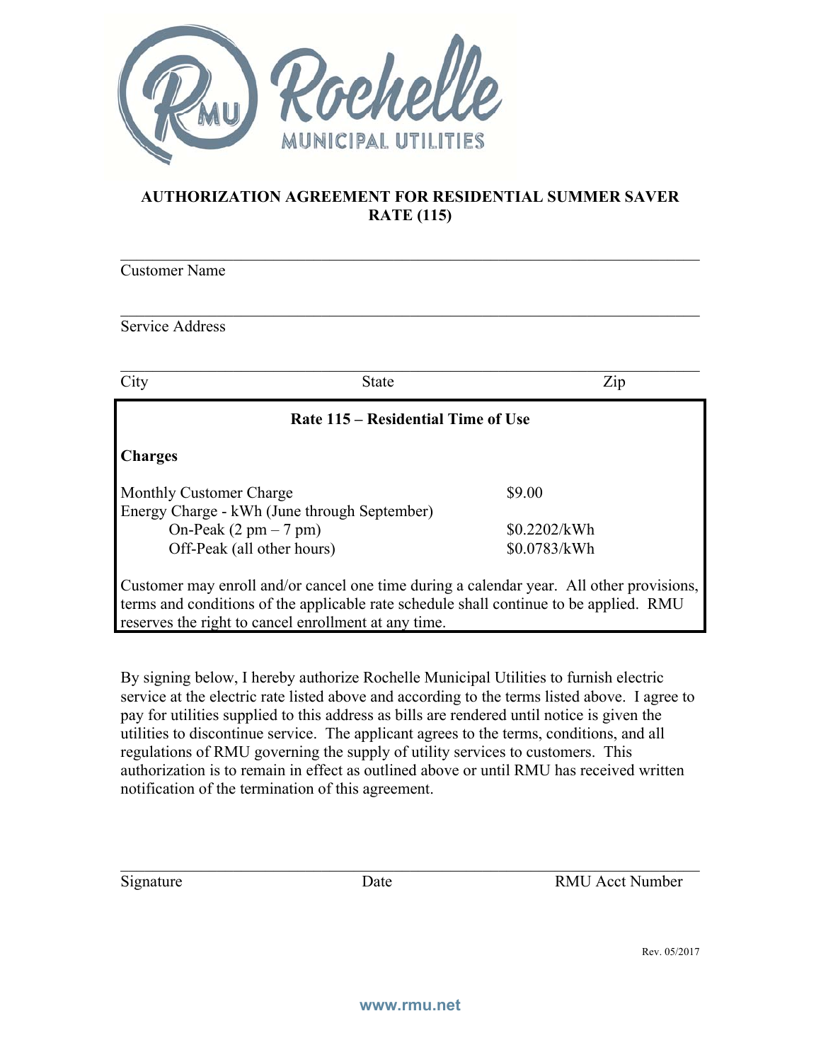Rochelle
MUNICIPAL UTILITIES

## AUTHORIZATION AGREEMENT FOR RESIDENTIAL SUMMER SAVER RATE (115)

______________________________________________________________
Customer Name

______________________________________________________________
Service Address

______________________________________________________________
City State Zip

### Rate 115 – Residential Time of Use

**Charges**

| | |
|---|---|
| Monthly Customer Charge | $9.00 |
| Energy Charge - kWh (June through September) | |
| On-Peak (2 pm – 7 pm) | $0.2202/kWh |
| Off-Peak (all other hours) | $0.0783/kWh |

Customer may enroll and/or cancel one time during a calendar year. All other provisions, terms and conditions of the applicable rate schedule shall continue to be applied. RMU reserves the right to cancel enrollment at any time.

By signing below, I hereby authorize Rochelle Municipal Utilities to furnish electric service at the electric rate listed above and according to the terms listed above. I agree to pay for utilities supplied to this address as bills are rendered until notice is given the utilities to discontinue service. The applicant agrees to the terms, conditions, and all regulations of RMU governing the supply of utility services to customers. This authorization is to remain in effect as outlined above or until RMU has received written notification of the termination of this agreement.

______________________________________________________________
Signature Date RMU Acct Number

Rev. 05/2017

www.rmu.net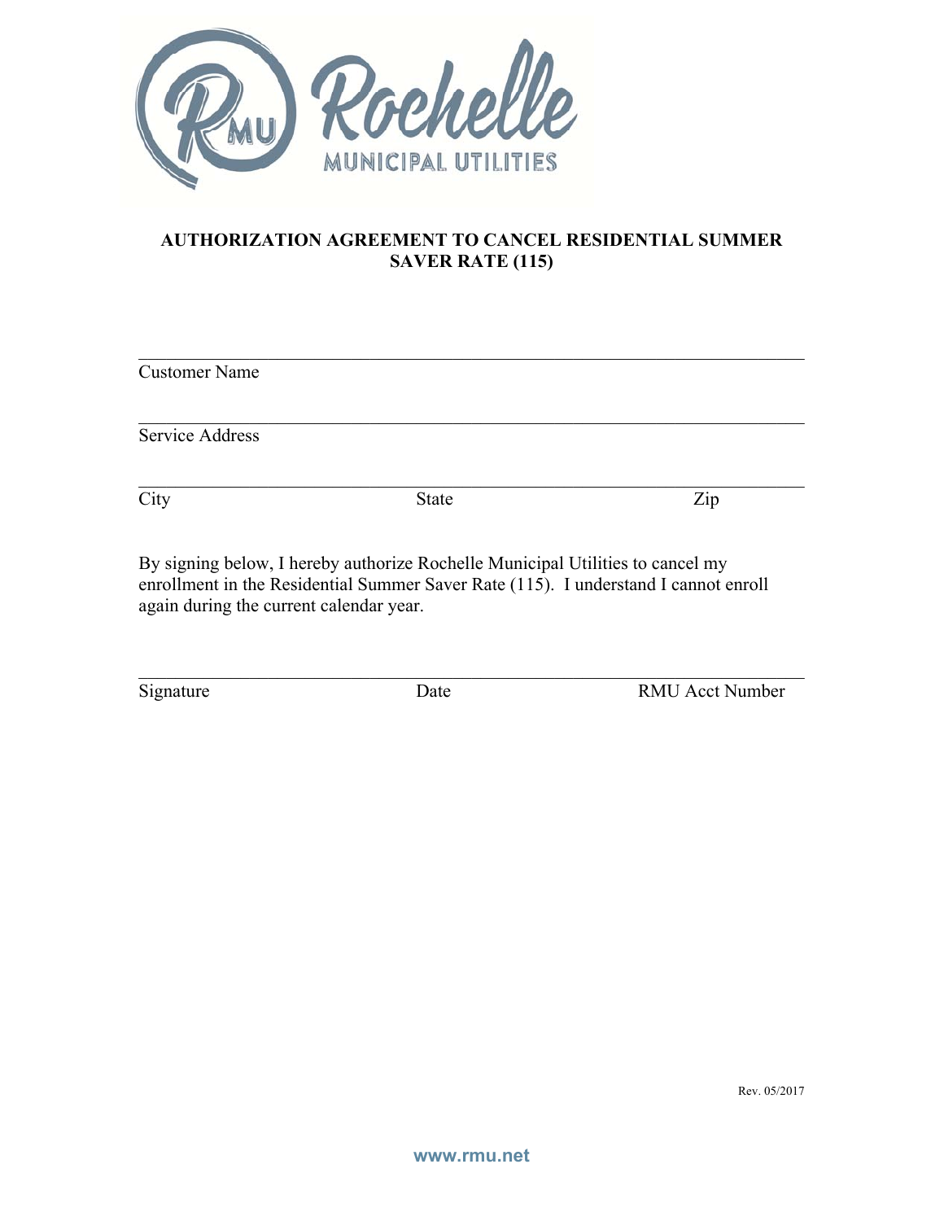Rochelle MUNICIPAL UTILITIES

**AUTHORIZATION AGREEMENT TO CANCEL RESIDENTIAL SUMMER SAVER RATE (115)**

\_\_\_\_\_\_\_\_\_\_\_\_\_\_\_\_\_\_\_\_\_\_\_\_\_\_\_\_\_\_\_\_\_\_\_\_\_\_\_\_\_\_\_\_\_\_\_\_\_\_\_\_\_\_\_\_\_\_\_\_

Customer Name

\_\_\_\_\_\_\_\_\_\_\_\_\_\_\_\_\_\_\_\_\_\_\_\_\_\_\_\_\_\_\_\_\_\_\_\_\_\_\_\_\_\_\_\_\_\_\_\_\_\_\_\_\_\_\_\_\_\_\_\_

Service Address

\_\_\_\_\_\_\_\_\_\_\_\_\_\_\_\_\_\_\_\_\_\_\_\_\_\_\_\_\_\_\_\_\_\_\_\_\_\_\_\_\_\_\_\_\_\_\_\_\_\_\_\_\_\_\_\_\_\_\_\_

City State Zip

By signing below, I hereby authorize Rochelle Municipal Utilities to cancel my enrollment in the Residential Summer Saver Rate (115). I understand I cannot enroll again during the current calendar year.

\_\_\_\_\_\_\_\_\_\_\_\_\_\_\_\_\_\_\_\_\_\_\_\_\_\_\_\_\_\_\_\_\_\_\_\_\_\_\_\_\_\_\_\_\_\_\_\_\_\_\_\_\_\_\_\_\_\_\_\_

Signature Date RMU Acct Number

Rev. 05/2017

www.rmu.net